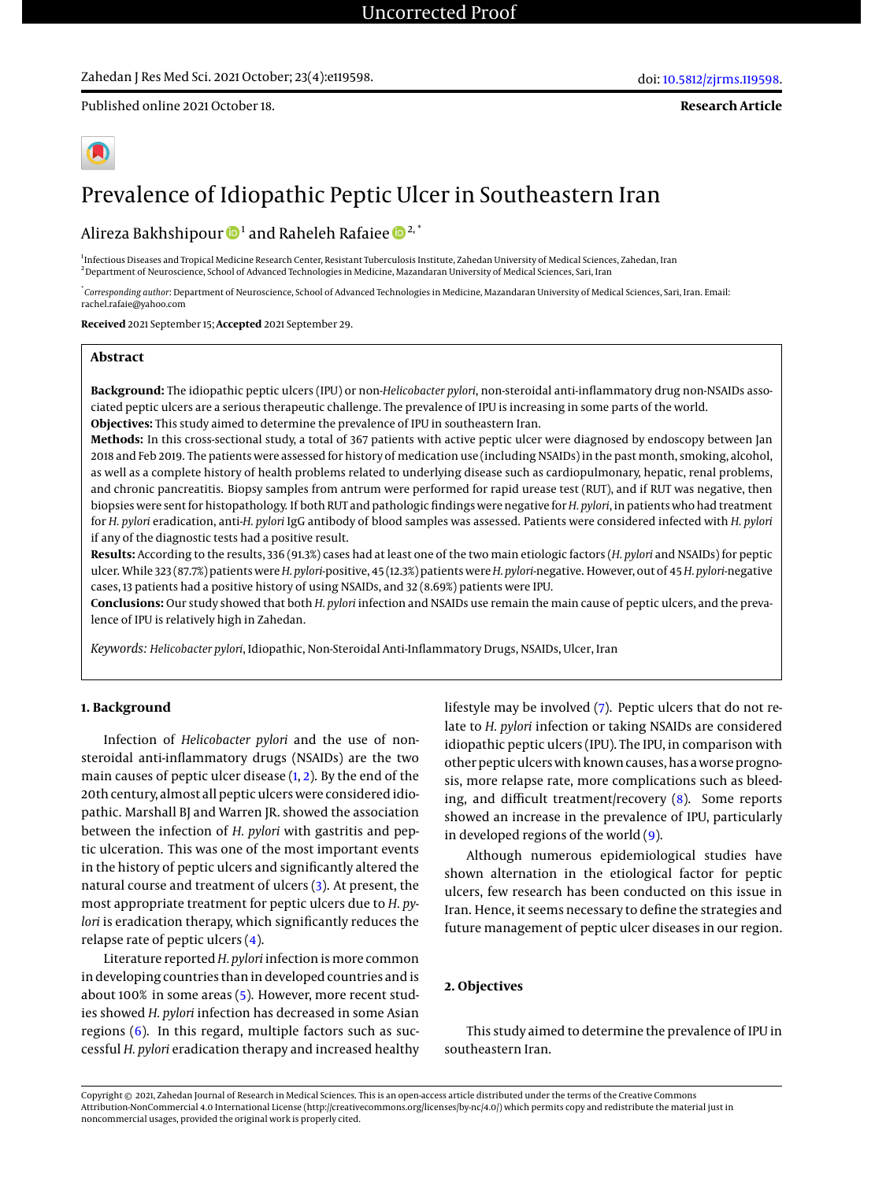# Prevalence of Idiopathic Peptic Ulcer in Southeastern Iran

Alireza Bakhshipour[1] and Raheleh Rafaiee[2,*]

[1]Infectious Diseases and Tropical Medicine Research Center, Resistant Tuberculosis Institute, Zahedan University of Medical Sciences, Zahedan, Iran
[2]Department of Neuroscience, School of Advanced Technologies in Medicine, Mazandaran University of Medical Sciences, Sari, Iran

[*]*Corresponding author*: Department of Neuroscience, School of Advanced Technologies in Medicine, Mazandaran University of Medical Sciences, Sari, Iran. Email: rachel.rafaie@yahoo.com

**Received** 2021 September 15; **Accepted** 2021 September 29.

## Abstract

**Background:** The idiopathic peptic ulcers (IPU) or non-*Helicobacter pylori*, non-steroidal anti-inflammatory drug non-NSAIDs associated peptic ulcers are a serious therapeutic challenge. The prevalence of IPU is increasing in some parts of the world.

**Objectives:** This study aimed to determine the prevalence of IPU in southeastern Iran.

**Methods:** In this cross-sectional study, a total of 367 patients with active peptic ulcer were diagnosed by endoscopy between Jan 2018 and Feb 2019. The patients were assessed for history of medication use (including NSAIDs) in the past month, smoking, alcohol, as well as a complete history of health problems related to underlying disease such as cardiopulmonary, hepatic, renal problems, and chronic pancreatitis. Biopsy samples from antrum were performed for rapid urease test (RUT), and if RUT was negative, then biopsies were sent for histopathology. If both RUT and pathologic findings were negative for *H. pylori*, in patients who had treatment for *H. pylori* eradication, anti-*H. pylori* IgG antibody of blood samples was assessed. Patients were considered infected with *H. pylori* if any of the diagnostic tests had a positive result.

**Results:** According to the results, 336 (91.3%) cases had at least one of the two main etiologic factors (*H. pylori* and NSAIDs) for peptic ulcer. While 323 (87.7%) patients were *H. pylori*-positive, 45 (12.3%) patients were *H. pylori*-negative. However, out of 45 *H. pylori*-negative cases, 13 patients had a positive history of using NSAIDs, and 32 (8.69%) patients were IPU.

**Conclusions:** Our study showed that both *H. pylori* infection and NSAIDs use remain the main cause of peptic ulcers, and the prevalence of IPU is relatively high in Zahedan.

*Keywords: Helicobacter pylori*, Idiopathic, Non-Steroidal Anti-Inflammatory Drugs, NSAIDs, Ulcer, Iran

## 1. Background

Infection of *Helicobacter pylori* and the use of non-steroidal anti-inflammatory drugs (NSAIDs) are the two main causes of peptic ulcer disease (1, 2). By the end of the 20th century, almost all peptic ulcers were considered idiopathic. Marshall BJ and Warren JR. showed the association between the infection of *H. pylori* with gastritis and peptic ulceration. This was one of the most important events in the history of peptic ulcers and significantly altered the natural course and treatment of ulcers (3). At present, the most appropriate treatment for peptic ulcers due to *H. pylori* is eradication therapy, which significantly reduces the relapse rate of peptic ulcers (4).

Literature reported *H. pylori* infection is more common in developing countries than in developed countries and is about 100% in some areas (5). However, more recent studies showed *H. pylori* infection has decreased in some Asian regions (6). In this regard, multiple factors such as successful *H. pylori* eradication therapy and increased healthy lifestyle may be involved (7). Peptic ulcers that do not relate to *H. pylori* infection or taking NSAIDs are considered idiopathic peptic ulcers (IPU). The IPU, in comparison with other peptic ulcers with known causes, has a worse prognosis, more relapse rate, more complications such as bleeding, and difficult treatment/recovery (8). Some reports showed an increase in the prevalence of IPU, particularly in developed regions of the world (9).

Although numerous epidemiological studies have shown alternation in the etiological factor for peptic ulcers, few research has been conducted on this issue in Iran. Hence, it seems necessary to define the strategies and future management of peptic ulcer diseases in our region.

## 2. Objectives

This study aimed to determine the prevalence of IPU in southeastern Iran.

Copyright © 2021, Zahedan Journal of Research in Medical Sciences. This is an open-access article distributed under the terms of the Creative Commons Attribution-NonCommercial 4.0 International License (http://creativecommons.org/licenses/by-nc/4.0/) which permits copy and redistribute the material just in noncommercial usages, provided the original work is properly cited.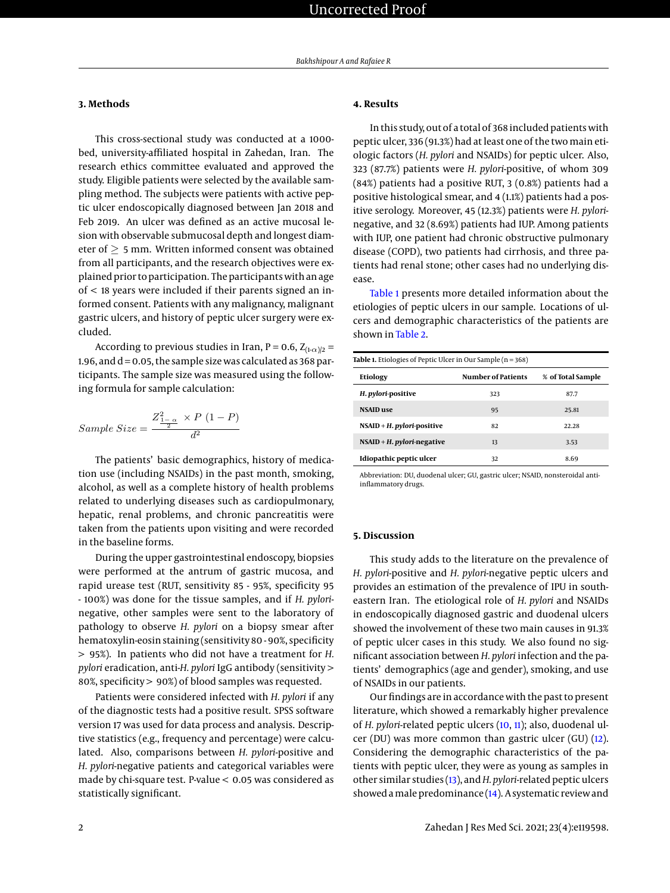## 3. Methods

This cross-sectional study was conducted at a 1000-bed, university-affiliated hospital in Zahedan, Iran. The research ethics committee evaluated and approved the study. Eligible patients were selected by the available sampling method. The subjects were patients with active peptic ulcer endoscopically diagnosed between Jan 2018 and Feb 2019. An ulcer was defined as an active mucosal lesion with observable submucosal depth and longest diameter of $\geq$ 5 mm. Written informed consent was obtained from all participants, and the research objectives were explained prior to participation. The participants with an age of < 18 years were included if their parents signed an informed consent. Patients with any malignancy, malignant gastric ulcers, and history of peptic ulcer surgery were excluded.

According to previous studies in Iran, P = 0.6, $Z_{(1-\alpha)/2}$ = 1.96, and d = 0.05, the sample size was calculated as 368 participants. The sample size was measured using the following formula for sample calculation:

$$Sample\ Size = \frac{Z^2_{\frac{1-\alpha}{2}} \times P\ (1-P)}{d^2}$$

The patients' basic demographics, history of medication use (including NSAIDs) in the past month, smoking, alcohol, as well as a complete history of health problems related to underlying diseases such as cardiopulmonary, hepatic, renal problems, and chronic pancreatitis were taken from the patients upon visiting and were recorded in the baseline forms.

During the upper gastrointestinal endoscopy, biopsies were performed at the antrum of gastric mucosa, and rapid urease test (RUT, sensitivity 85 - 95%, specificity 95 - 100%) was done for the tissue samples, and if *H. pylori*-negative, other samples were sent to the laboratory of pathology to observe *H. pylori* on a biopsy smear after hematoxylin-eosin staining (sensitivity 80 - 90%, specificity > 95%). In patients who did not have a treatment for *H. pylori* eradication, anti-*H. pylori* IgG antibody (sensitivity > 80%, specificity > 90%) of blood samples was requested.

Patients were considered infected with *H. pylori* if any of the diagnostic tests had a positive result. SPSS software version 17 was used for data process and analysis. Descriptive statistics (e.g., frequency and percentage) were calculated. Also, comparisons between *H. pylori*-positive and *H. pylori*-negative patients and categorical variables were made by chi-square test. P-value < 0.05 was considered as statistically significant.

## 4. Results

In this study, out of a total of 368 included patients with peptic ulcer, 336 (91.3%) had at least one of the two main etiologic factors (*H. pylori* and NSAIDs) for peptic ulcer. Also, 323 (87.7%) patients were *H. pylori*-positive, of whom 309 (84%) patients had a positive RUT, 3 (0.8%) patients had a positive histological smear, and 4 (1.1%) patients had a positive serology. Moreover, 45 (12.3%) patients were *H. pylori*-negative, and 32 (8.69%) patients had IUP. Among patients with IUP, one patient had chronic obstructive pulmonary disease (COPD), two patients had cirrhosis, and three patients had renal stone; other cases had no underlying disease.

Table 1 presents more detailed information about the etiologies of peptic ulcers in our sample. Locations of ulcers and demographic characteristics of the patients are shown in Table 2.

**Table 1.** Etiologies of Peptic Ulcer in Our Sample (n = 368)

| Etiology | Number of Patients | % of Total Sample |
|---|---|---|
| ***H. pylori*-positive** | 323 | 87.7 |
| **NSAID use** | 95 | 25.81 |
| **NSAID + *H. pylori*-positive** | 82 | 22.28 |
| **NSAID + *H. pylori*-negative** | 13 | 3.53 |
| **Idiopathic peptic ulcer** | 32 | 8.69 |

Abbreviation: DU, duodenal ulcer; GU, gastric ulcer; NSAID, nonsteroidal anti-inflammatory drugs.

## 5. Discussion

This study adds to the literature on the prevalence of *H. pylori*-positive and *H. pylori*-negative peptic ulcers and provides an estimation of the prevalence of IPU in southeastern Iran. The etiological role of *H. pylori* and NSAIDs in endoscopically diagnosed gastric and duodenal ulcers showed the involvement of these two main causes in 91.3% of peptic ulcer cases in this study. We also found no significant association between *H. pylori* infection and the patients' demographics (age and gender), smoking, and use of NSAIDs in our patients.

Our findings are in accordance with the past to present literature, which showed a remarkably higher prevalence of *H. pylori*-related peptic ulcers (10, 11); also, duodenal ulcer (DU) was more common than gastric ulcer (GU) (12). Considering the demographic characteristics of the patients with peptic ulcer, they were as young as samples in other similar studies (13), and *H. pylori*-related peptic ulcers showed a male predominance (14). A systematic review and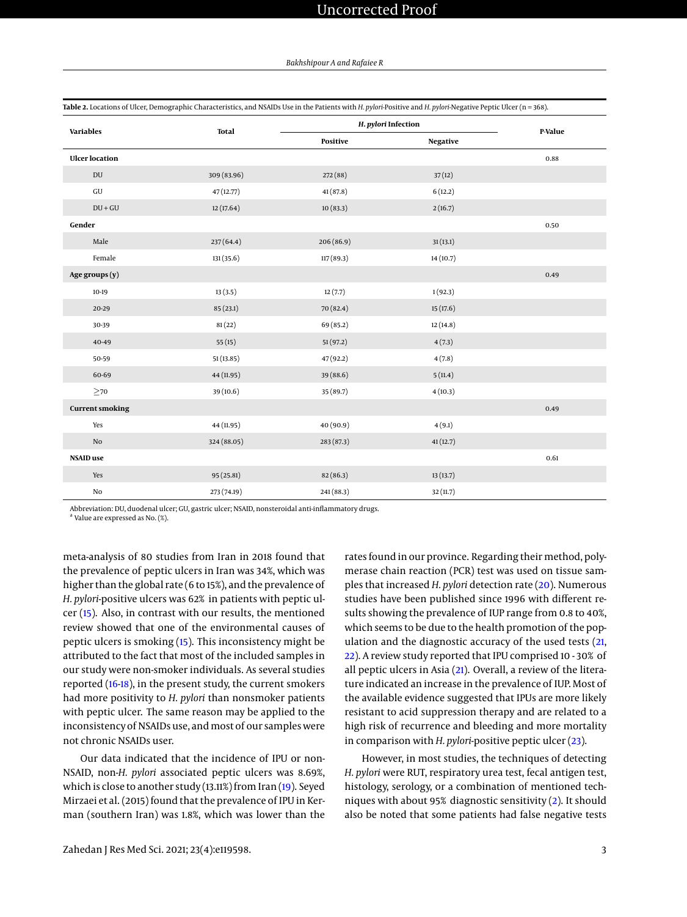**Table 2.** Locations of Ulcer, Demographic Characteristics, and NSAIDs Use in the Patients with *H. pylori*-Positive and *H. pylori*-Negative Peptic Ulcer (n = 368).

| Variables | Total | *H. pylori* Infection | | P-Value |
|---|---|---|---|---|
| | | Positive | Negative | |
| **Ulcer location** | | | | 0.88 |
| DU | 309 (83.96) | 272 (88) | 37 (12) | |
| GU | 47 (12.77) | 41 (87.8) | 6 (12.2) | |
| DU + GU | 12 (17.64) | 10 (83.3) | 2 (16.7) | |
| **Gender** | | | | 0.50 |
| Male | 237 (64.4) | 206 (86.9) | 31 (13.1) | |
| Female | 131 (35.6) | 117 (89.3) | 14 (10.7) | |
| **Age groups (y)** | | | | 0.49 |
| 10-19 | 13 (3.5) | 12 (7.7) | 1 (92.3) | |
| 20-29 | 85 (23.1) | 70 (82.4) | 15 (17.6) | |
| 30-39 | 81 (22) | 69 (85.2) | 12 (14.8) | |
| 40-49 | 55 (15) | 51 (97.2) | 4 (7.3) | |
| 50-59 | 51 (13.85) | 47 (92.2) | 4 (7.8) | |
| 60-69 | 44 (11.95) | 39 (88.6) | 5 (11.4) | |
| ≥70 | 39 (10.6) | 35 (89.7) | 4 (10.3) | |
| **Current smoking** | | | | 0.49 |
| Yes | 44 (11.95) | 40 (90.9) | 4 (9.1) | |
| No | 324 (88.05) | 283 (87.3) | 41 (12.7) | |
| **NSAID use** | | | | 0.61 |
| Yes | 95 (25.81) | 82 (86.3) | 13 (13.7) | |
| No | 273 (74.19) | 241 (88.3) | 32 (11.7) | |

Abbreviation: DU, duodenal ulcer; GU, gastric ulcer; NSAID, nonsteroidal anti-inflammatory drugs.
[a] Value are expressed as No. (%).

meta-analysis of 80 studies from Iran in 2018 found that the prevalence of peptic ulcers in Iran was 34%, which was higher than the global rate (6 to 15%), and the prevalence of *H. pylori*-positive ulcers was 62% in patients with peptic ulcer (15). Also, in contrast with our results, the mentioned review showed that one of the environmental causes of peptic ulcers is smoking (15). This inconsistency might be attributed to the fact that most of the included samples in our study were non-smoker individuals. As several studies reported (16-18), in the present study, the current smokers had more positivity to *H. pylori* than nonsmoker patients with peptic ulcer. The same reason may be applied to the inconsistency of NSAIDs use, and most of our samples were not chronic NSAIDs user.

Our data indicated that the incidence of IPU or non-NSAID, non-*H. pylori* associated peptic ulcers was 8.69%, which is close to another study (13.11%) from Iran (19). Seyed Mirzaei et al. (2015) found that the prevalence of IPU in Kerman (southern Iran) was 1.8%, which was lower than the rates found in our province. Regarding their method, polymerase chain reaction (PCR) test was used on tissue samples that increased *H. pylori* detection rate (20). Numerous studies have been published since 1996 with different results showing the prevalence of IUP range from 0.8 to 40%, which seems to be due to the health promotion of the population and the diagnostic accuracy of the used tests (21, 22). A review study reported that IPU comprised 10 - 30% of all peptic ulcers in Asia (21). Overall, a review of the literature indicated an increase in the prevalence of IUP. Most of the available evidence suggested that IPUs are more likely resistant to acid suppression therapy and are related to a high risk of recurrence and bleeding and more mortality in comparison with *H. pylori*-positive peptic ulcer (23).

However, in most studies, the techniques of detecting *H. pylori* were RUT, respiratory urea test, fecal antigen test, histology, serology, or a combination of mentioned techniques with about 95% diagnostic sensitivity (2). It should also be noted that some patients had false negative tests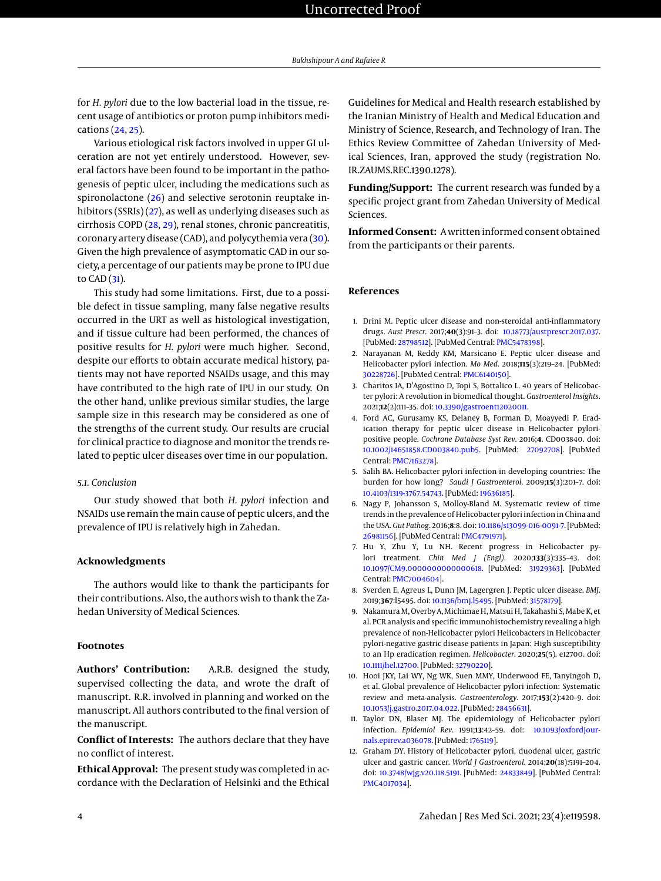for *H. pylori* due to the low bacterial load in the tissue, recent usage of antibiotics or proton pump inhibitors medications (24, 25).

Various etiological risk factors involved in upper GI ulceration are not yet entirely understood. However, several factors have been found to be important in the pathogenesis of peptic ulcer, including the medications such as spironolactone (26) and selective serotonin reuptake inhibitors (SSRIs) (27), as well as underlying diseases such as cirrhosis COPD (28, 29), renal stones, chronic pancreatitis, coronary artery disease (CAD), and polycythemia vera (30). Given the high prevalence of asymptomatic CAD in our society, a percentage of our patients may be prone to IPU due to CAD (31).

This study had some limitations. First, due to a possible defect in tissue sampling, many false negative results occurred in the URT as well as histological investigation, and if tissue culture had been performed, the chances of positive results for *H. pylori* were much higher. Second, despite our efforts to obtain accurate medical history, patients may not have reported NSAIDs usage, and this may have contributed to the high rate of IPU in our study. On the other hand, unlike previous similar studies, the large sample size in this research may be considered as one of the strengths of the current study. Our results are crucial for clinical practice to diagnose and monitor the trends related to peptic ulcer diseases over time in our population.

### 5.1. Conclusion

Our study showed that both *H. pylori* infection and NSAIDs use remain the main cause of peptic ulcers, and the prevalence of IPU is relatively high in Zahedan.

## Acknowledgments

The authors would like to thank the participants for their contributions. Also, the authors wish to thank the Zahedan University of Medical Sciences.

## Footnotes

**Authors' Contribution:** A.R.B. designed the study, supervised collecting the data, and wrote the draft of manuscript. R.R. involved in planning and worked on the manuscript. All authors contributed to the final version of the manuscript.

**Conflict of Interests:** The authors declare that they have no conflict of interest.

**Ethical Approval:** The present study was completed in accordance with the Declaration of Helsinki and the Ethical Guidelines for Medical and Health research established by the Iranian Ministry of Health and Medical Education and Ministry of Science, Research, and Technology of Iran. The Ethics Review Committee of Zahedan University of Medical Sciences, Iran, approved the study (registration No. IR.ZAUMS.REC.1390.1278).

**Funding/Support:** The current research was funded by a specific project grant from Zahedan University of Medical Sciences.

**Informed Consent:** A written informed consent obtained from the participants or their parents.

## References

1. Drini M. Peptic ulcer disease and non-steroidal anti-inflammatory drugs. *Aust Prescr*. 2017;**40**(3):91–3. doi: 10.18773/austprescr.2017.037. [PubMed: 28798512]. [PubMed Central: PMC5478398].
2. Narayanan M, Reddy KM, Marsicano E. Peptic ulcer disease and Helicobacter pylori infection. *Mo Med*. 2018;**115**(3):219–24. [PubMed: 30228726]. [PubMed Central: PMC6140150].
3. Charitos IA, D'Agostino D, Topi S, Bottalico L. 40 years of Helicobacter pylori: A revolution in biomedical thought. *Gastroenterol Insights*. 2021;**12**(2):111–35. doi: 10.3390/gastroent12020011.
4. Ford AC, Gurusamy KS, Delaney B, Forman D, Moayyedi P. Eradication therapy for peptic ulcer disease in Helicobacter pylori-positive people. *Cochrane Database Syst Rev*. 2016;**4**. CD003840. doi: 10.1002/14651858.CD003840.pub5. [PubMed: 27092708]. [PubMed Central: PMC7163278].
5. Salih BA. Helicobacter pylori infection in developing countries: The burden for how long? *Saudi J Gastroenterol*. 2009;**15**(3):201–7. doi: 10.4103/1319-3767.54743. [PubMed: 19636185].
6. Nagy P, Johansson S, Molloy-Bland M. Systematic review of time trends in the prevalence of Helicobacter pylori infection in China and the USA. *Gut Pathog*. 2016;**8**:8. doi: 10.1186/s13099-016-0091-7. [PubMed: 26981156]. [PubMed Central: PMC4791971].
7. Hu Y, Zhu Y, Lu NH. Recent progress in Helicobacter pylori treatment. *Chin Med J (Engl)*. 2020;**133**(3):335–43. doi: 10.1097/CM9.0000000000000618. [PubMed: 31929363]. [PubMed Central: PMC7004604].
8. Sverden E, Agreus L, Dunn JM, Lagergren J. Peptic ulcer disease. *BMJ*. 2019;**367**:l5495. doi: 10.1136/bmj.l5495. [PubMed: 31578179].
9. Nakamura M, Overby A, Michimae H, Matsui H, Takahashi S, Mabe K, et al. PCR analysis and specific immunohistochemistry revealing a high prevalence of non-Helicobacter pylori Helicobacters in Helicobacter pylori-negative gastric disease patients in Japan: High susceptibility to an Hp eradication regimen. *Helicobacter*. 2020;**25**(5). e12700. doi: 10.1111/hel.12700. [PubMed: 32790220].
10. Hooi JKY, Lai WY, Ng WK, Suen MMY, Underwood FE, Tanyingoh D, et al. Global prevalence of Helicobacter pylori infection: Systematic review and meta-analysis. *Gastroenterology*. 2017;**153**(2):420–9. doi: 10.1053/j.gastro.2017.04.022. [PubMed: 28456631].
11. Taylor DN, Blaser MJ. The epidemiology of Helicobacter pylori infection. *Epidemiol Rev*. 1991;**13**:42–59. doi: 10.1093/oxfordjournals.epirev.a036078. [PubMed: 1765119].
12. Graham DY. History of Helicobacter pylori, duodenal ulcer, gastric ulcer and gastric cancer. *World J Gastroenterol*. 2014;**20**(18):5191–204. doi: 10.3748/wjg.v20.i18.5191. [PubMed: 24833849]. [PubMed Central: PMC4017034].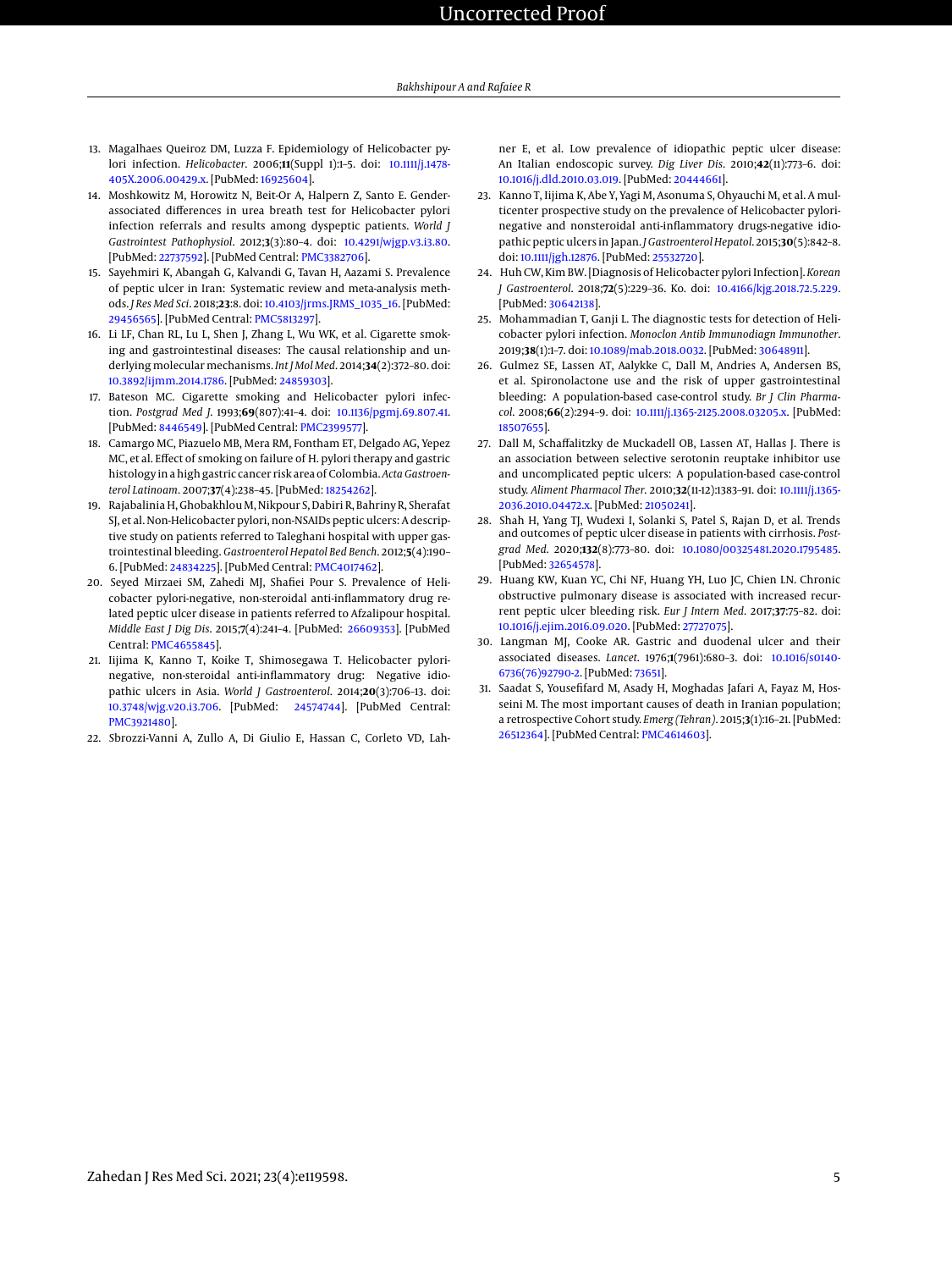13. Magalhaes Queiroz DM, Luzza F. Epidemiology of Helicobacter pylori infection. *Helicobacter*. 2006;**11**(Suppl 1):1–5. doi: 10.1111/j.1478-405X.2006.00429.x. [PubMed: 16925604].
14. Moshkowitz M, Horowitz N, Beit-Or A, Halpern Z, Santo E. Gender-associated differences in urea breath test for Helicobacter pylori infection referrals and results among dyspeptic patients. *World J Gastrointest Pathophysiol*. 2012;**3**(3):80–4. doi: 10.4291/wjgp.v3.i3.80. [PubMed: 22737592]. [PubMed Central: PMC3382706].
15. Sayehmiri K, Abangah G, Kalvandi G, Tavan H, Aazami S. Prevalence of peptic ulcer in Iran: Systematic review and meta-analysis methods. *J Res Med Sci*. 2018;**23**:8. doi: 10.4103/jrms.JRMS_1035_16. [PubMed: 29456565]. [PubMed Central: PMC5813297].
16. Li LF, Chan RL, Lu L, Shen J, Zhang L, Wu WK, et al. Cigarette smoking and gastrointestinal diseases: The causal relationship and underlying molecular mechanisms. *Int J Mol Med*. 2014;**34**(2):372–80. doi: 10.3892/ijmm.2014.1786. [PubMed: 24859303].
17. Bateson MC. Cigarette smoking and Helicobacter pylori infection. *Postgrad Med J*. 1993;**69**(807):41–4. doi: 10.1136/pgmj.69.807.41. [PubMed: 8446549]. [PubMed Central: PMC2399577].
18. Camargo MC, Piazuelo MB, Mera RM, Fontham ET, Delgado AG, Yepez MC, et al. Effect of smoking on failure of H. pylori therapy and gastric histology in a high gastric cancer risk area of Colombia. *Acta Gastroenterol Latinoam*. 2007;**37**(4):238–45. [PubMed: 18254262].
19. Rajabalinia H, Ghobakhlou M, Nikpour S, Dabiri R, Bahriny R, Sherafat SJ, et al. Non-Helicobacter pylori, non-NSAIDs peptic ulcers: A descriptive study on patients referred to Taleghani hospital with upper gastrointestinal bleeding. *Gastroenterol Hepatol Bed Bench*. 2012;**5**(4):190–6. [PubMed: 24834225]. [PubMed Central: PMC4017462].
20. Seyed Mirzaei SM, Zahedi MJ, Shafiei Pour S. Prevalence of Helicobacter pylori-negative, non-steroidal anti-inflammatory drug related peptic ulcer disease in patients referred to Afzalipour hospital. *Middle East J Dig Dis*. 2015;**7**(4):241–4. [PubMed: 26609353]. [PubMed Central: PMC4655845].
21. Iijima K, Kanno T, Koike T, Shimosegawa T. Helicobacter pylori-negative, non-steroidal anti-inflammatory drug: Negative idiopathic ulcers in Asia. *World J Gastroenterol*. 2014;**20**(3):706–13. doi: 10.3748/wjg.v20.i3.706. [PubMed: 24574744]. [PubMed Central: PMC3921480].
22. Sbrozzi-Vanni A, Zullo A, Di Giulio E, Hassan C, Corleto VD, Lahner E, et al. Low prevalence of idiopathic peptic ulcer disease: An Italian endoscopic survey. *Dig Liver Dis*. 2010;**42**(11):773–6. doi: 10.1016/j.dld.2010.03.019. [PubMed: 20444661].
23. Kanno T, Iijima K, Abe Y, Yagi M, Asonuma S, Ohyauchi M, et al. A multicenter prospective study on the prevalence of Helicobacter pylori-negative and nonsteroidal anti-inflammatory drugs-negative idiopathic peptic ulcers in Japan. *J Gastroenterol Hepatol*. 2015;**30**(5):842–8. doi: 10.1111/jgh.12876. [PubMed: 25532720].
24. Huh CW, Kim BW. [Diagnosis of Helicobacter pylori Infection]. *Korean J Gastroenterol*. 2018;**72**(5):229–36. Ko. doi: 10.4166/kjg.2018.72.5.229. [PubMed: 30642138].
25. Mohammadian T, Ganji L. The diagnostic tests for detection of Helicobacter pylori infection. *Monoclon Antib Immunodiagn Immunother*. 2019;**38**(1):1–7. doi: 10.1089/mab.2018.0032. [PubMed: 30648911].
26. Gulmez SE, Lassen AT, Aalykke C, Dall M, Andries A, Andersen BS, et al. Spironolactone use and the risk of upper gastrointestinal bleeding: A population-based case-control study. *Br J Clin Pharmacol*. 2008;**66**(2):294–9. doi: 10.1111/j.1365-2125.2008.03205.x. [PubMed: 18507655].
27. Dall M, Schaffalitzky de Muckadell OB, Lassen AT, Hallas J. There is an association between selective serotonin reuptake inhibitor use and uncomplicated peptic ulcers: A population-based case-control study. *Aliment Pharmacol Ther*. 2010;**32**(11-12):1383–91. doi: 10.1111/j.1365-2036.2010.04472.x. [PubMed: 21050241].
28. Shah H, Yang TJ, Wudexi I, Solanki S, Patel S, Rajan D, et al. Trends and outcomes of peptic ulcer disease in patients with cirrhosis. *Postgrad Med*. 2020;**132**(8):773–80. doi: 10.1080/00325481.2020.1795485. [PubMed: 32654578].
29. Huang KW, Kuan YC, Chi NF, Huang YH, Luo JC, Chien LN. Chronic obstructive pulmonary disease is associated with increased recurrent peptic ulcer bleeding risk. *Eur J Intern Med*. 2017;**37**:75–82. doi: 10.1016/j.ejim.2016.09.020. [PubMed: 27727075].
30. Langman MJ, Cooke AR. Gastric and duodenal ulcer and their associated diseases. *Lancet*. 1976;**1**(7961):680–3. doi: 10.1016/s0140-6736(76)92790-2. [PubMed: 73651].
31. Saadat S, Yousefifard M, Asady H, Moghadas Jafari A, Fayaz M, Hosseini M. The most important causes of death in Iranian population; a retrospective Cohort study. *Emerg (Tehran)*. 2015;**3**(1):16–21. [PubMed: 26512364]. [PubMed Central: PMC4614603].